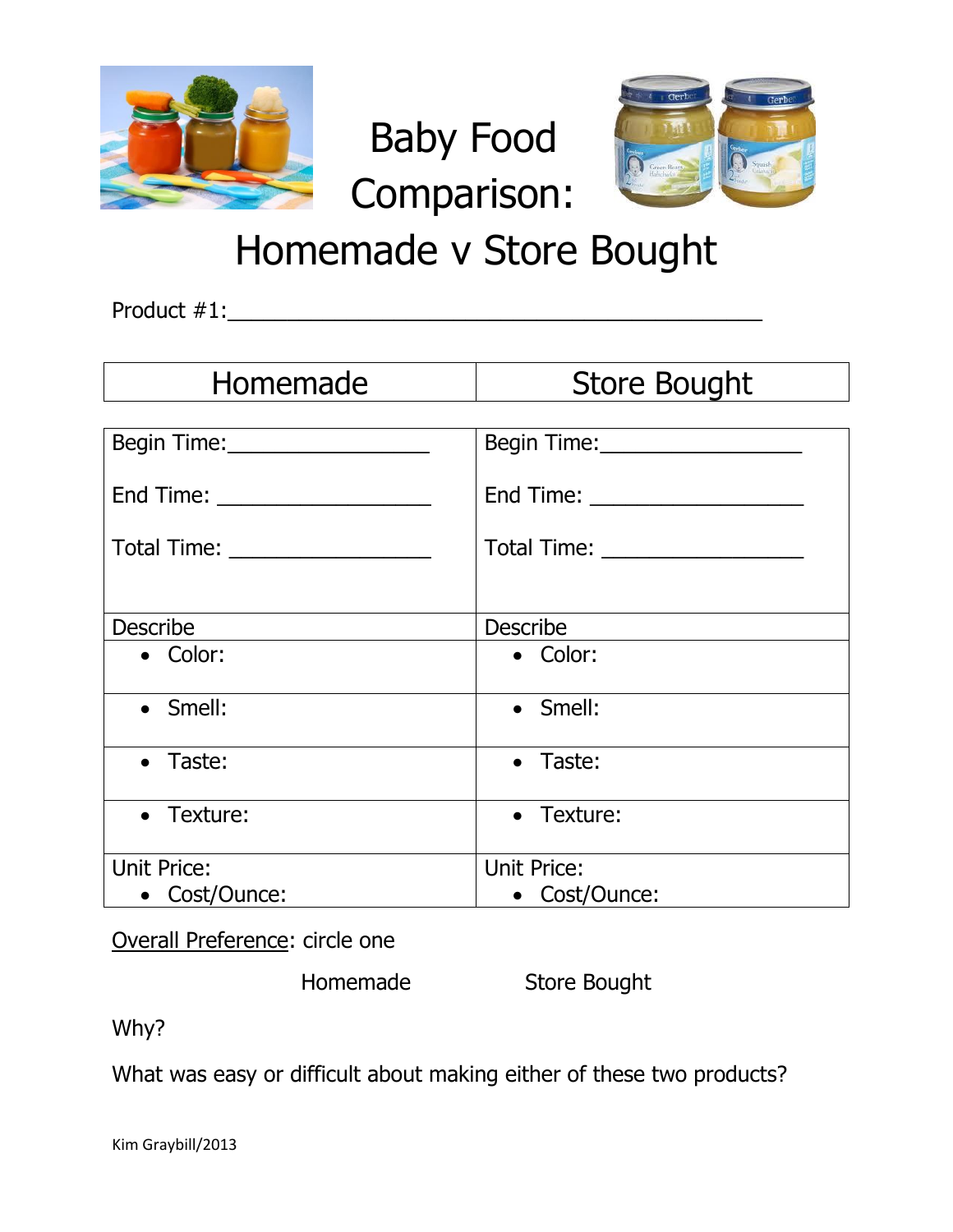# Baby Food Comparison: Homemade v Store Bought

Product #1:\_\_\_\_\_\_\_\_\_\_\_\_\_\_\_\_\_\_\_\_\_\_\_\_\_\_\_\_\_\_\_\_\_\_\_\_\_\_\_\_\_\_

| Homemade | Store Bought |
|---|---|
| Begin Time:\_\_\_\_\_\_\_\_\_\_\_\_\_\_\_\_\_<br><br>End Time: \_\_\_\_\_\_\_\_\_\_\_\_\_\_\_\_\_\_<br><br>Total Time: \_\_\_\_\_\_\_\_\_\_\_\_\_\_\_\_\_ | Begin Time:\_\_\_\_\_\_\_\_\_\_\_\_\_\_\_\_\_<br><br>End Time: \_\_\_\_\_\_\_\_\_\_\_\_\_\_\_\_\_\_<br><br>Total Time: \_\_\_\_\_\_\_\_\_\_\_\_\_\_\_\_\_ |
| Describe | Describe |
| • Color: | • Color: |
| • Smell: | • Smell: |
| • Taste: | • Taste: |
| • Texture: | • Texture: |
| Unit Price:<br>• Cost/Ounce: | Unit Price:<br>• Cost/Ounce: |

<u>Overall Preference</u>: circle one

Homemade Store Bought

Why?

What was easy or difficult about making either of these two products?

Kim Graybill/2013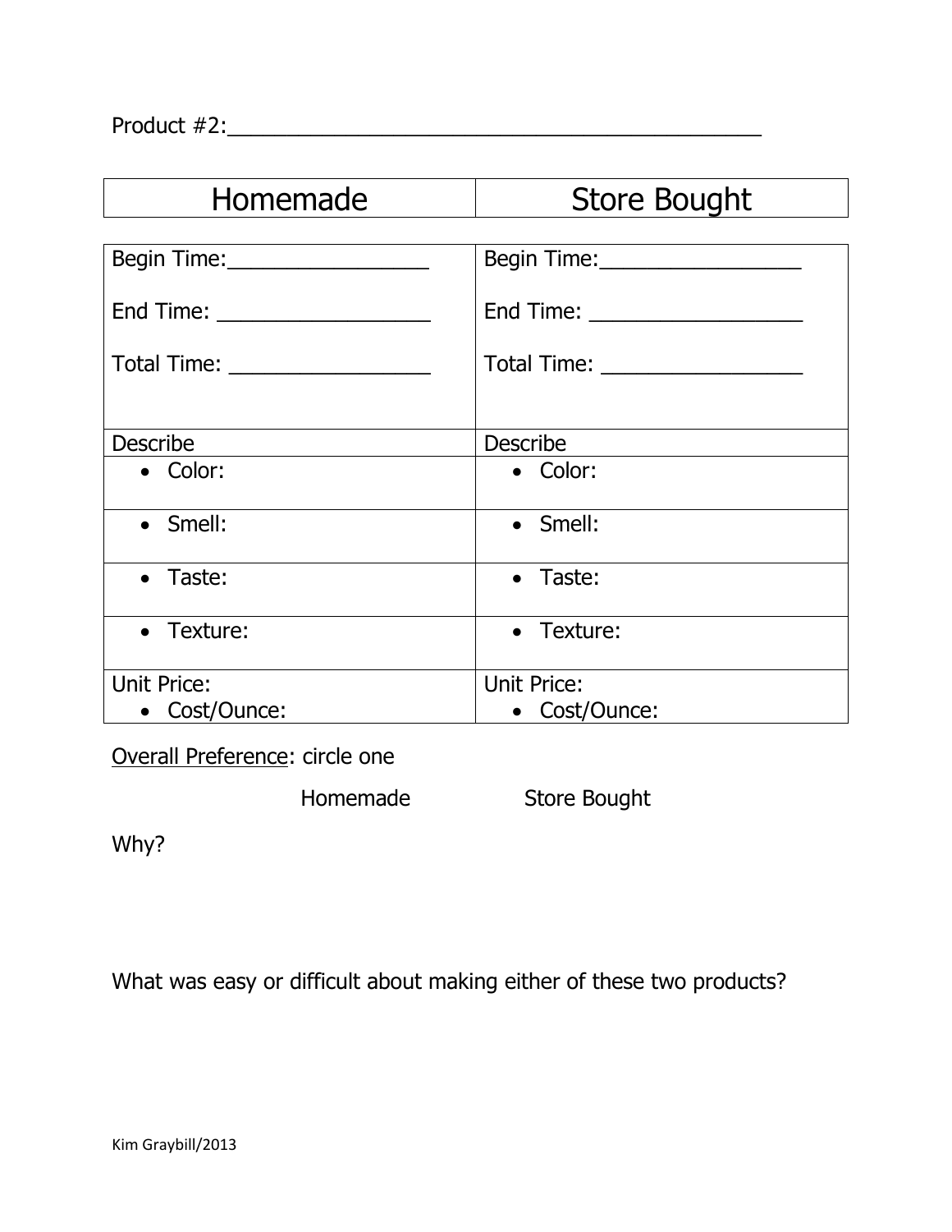Product #2:_____________________________________________

| Homemade | Store Bought |
|---|---|
| Begin Time:_________________<br><br>End Time: __________________<br><br>Total Time: _________________ | Begin Time:_________________<br><br>End Time: __________________<br><br>Total Time: _________________ |
| Describe | Describe |
| • Color: | • Color: |
| • Smell: | • Smell: |
| • Taste: | • Taste: |
| • Texture: | • Texture: |
| Unit Price:<br>• Cost/Ounce: | Unit Price:<br>• Cost/Ounce: |

Overall Preference: circle one

Homemade            Store Bought

Why?

What was easy or difficult about making either of these two products?

Kim Graybill/2013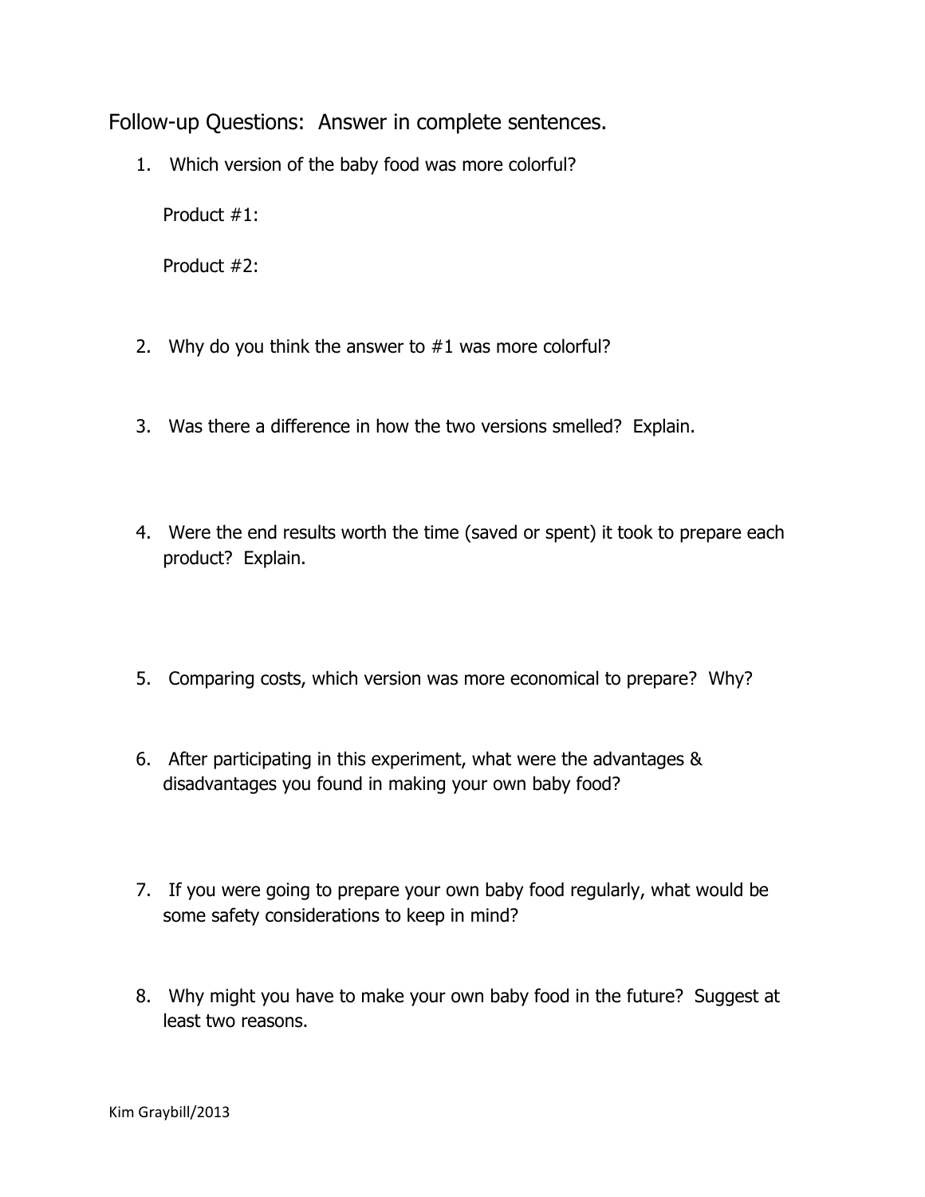Follow-up Questions: Answer in complete sentences.

1. Which version of the baby food was more colorful?

   Product #1:

   Product #2:

2. Why do you think the answer to #1 was more colorful?

3. Was there a difference in how the two versions smelled? Explain.

4. Were the end results worth the time (saved or spent) it took to prepare each product? Explain.

5. Comparing costs, which version was more economical to prepare? Why?

6. After participating in this experiment, what were the advantages & disadvantages you found in making your own baby food?

7. If you were going to prepare your own baby food regularly, what would be some safety considerations to keep in mind?

8. Why might you have to make your own baby food in the future? Suggest at least two reasons.

Kim Graybill/2013